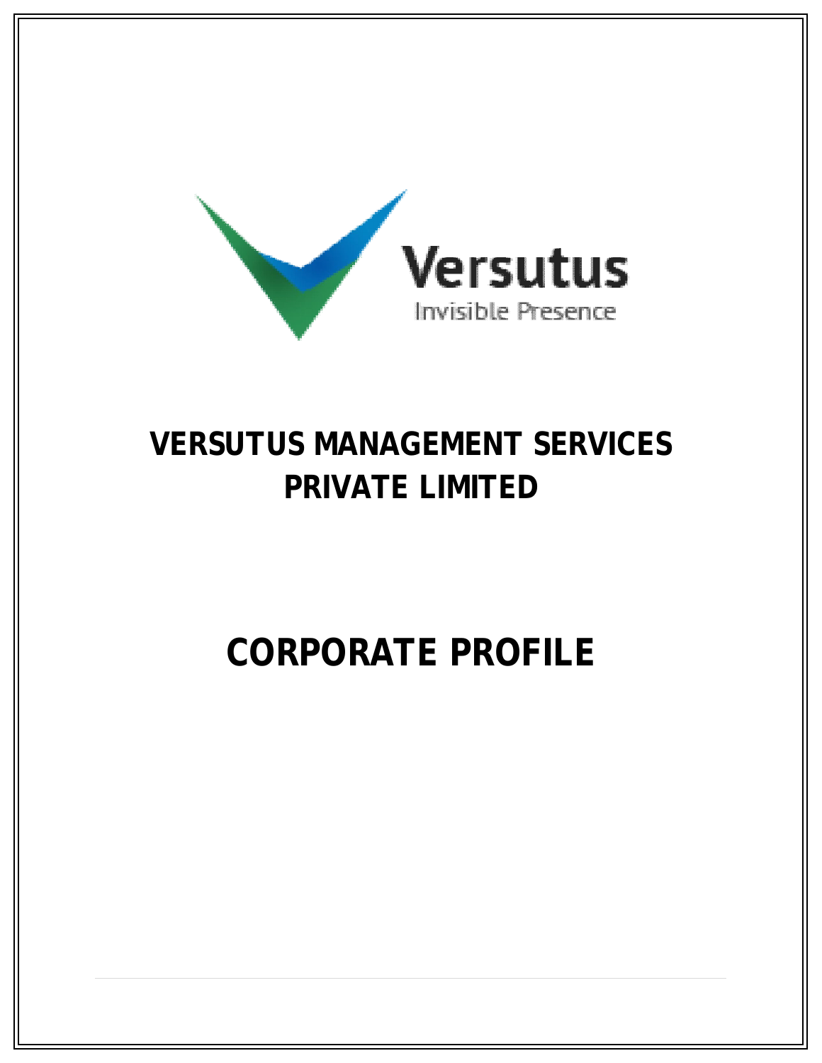Versutus

Invisible Presence

# VERSUTUS MANAGEMENT SERVICES PRIVATE LIMITED

# CORPORATE PROFILE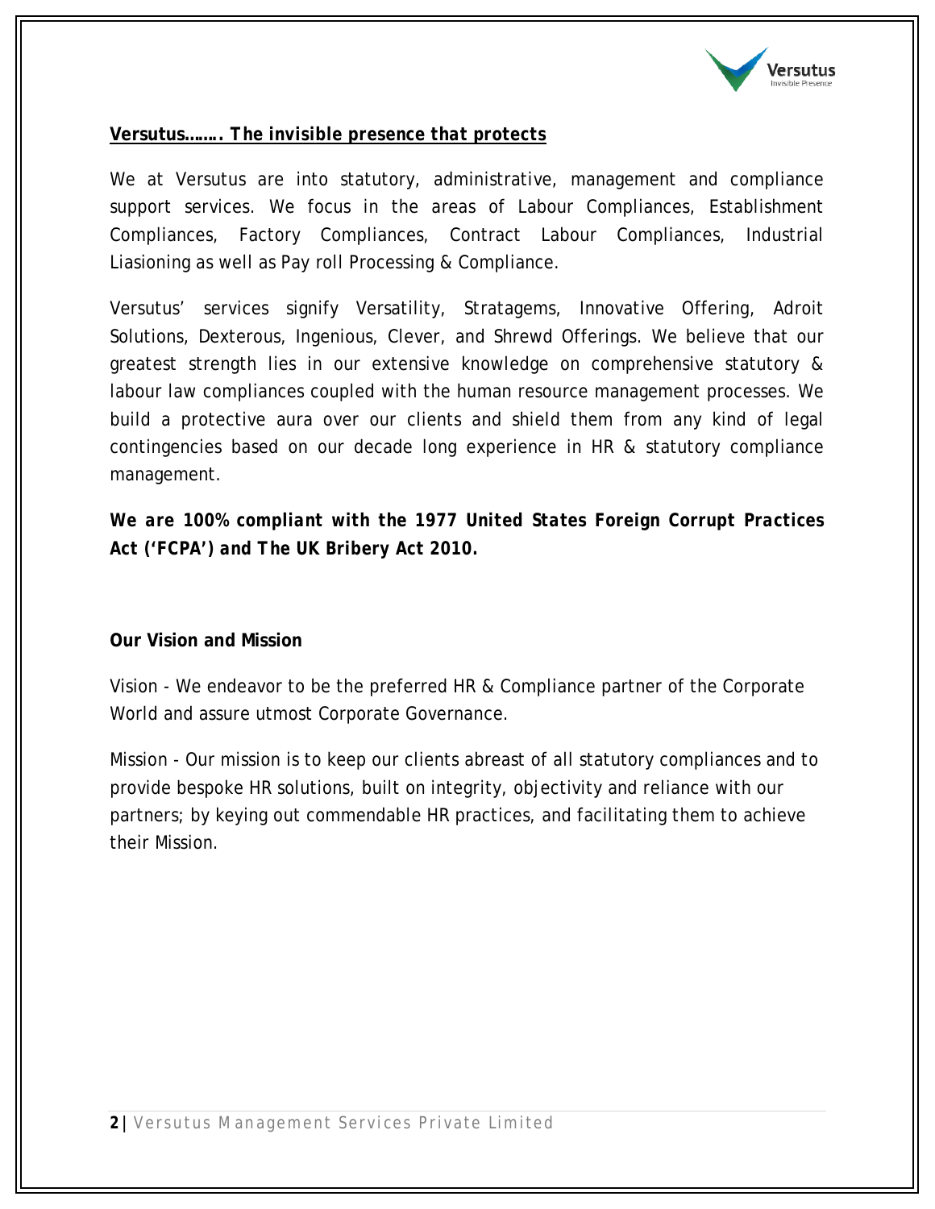***Versutus……. The invisible presence that protects***

We at Versutus are into statutory, administrative, management and compliance support services. We focus in the areas of Labour Compliances, Establishment Compliances, Factory Compliances, Contract Labour Compliances, Industrial Liasioning as well as Pay roll Processing & Compliance.

Versutus' services signify Versatility, Stratagems, Innovative Offering, Adroit Solutions, Dexterous, Ingenious, Clever, and Shrewd Offerings. We believe that our greatest strength lies in our extensive knowledge on comprehensive statutory & labour law compliances coupled with the human resource management processes. We build a protective aura over our clients and shield them from any kind of legal contingencies based on our decade long experience in HR & statutory compliance management.

***We are 100% compliant with the 1977 United States Foreign Corrupt Practices Act ('FCPA') and The UK Bribery Act 2010.***

**Our Vision and Mission**

Vision - We endeavor to be the preferred HR & Compliance partner of the Corporate World and assure utmost Corporate Governance.

Mission - Our mission is to keep our clients abreast of all statutory compliances and to provide bespoke HR solutions, built on integrity, objectivity and reliance with our partners; by keying out commendable HR practices, and facilitating them to achieve their Mission.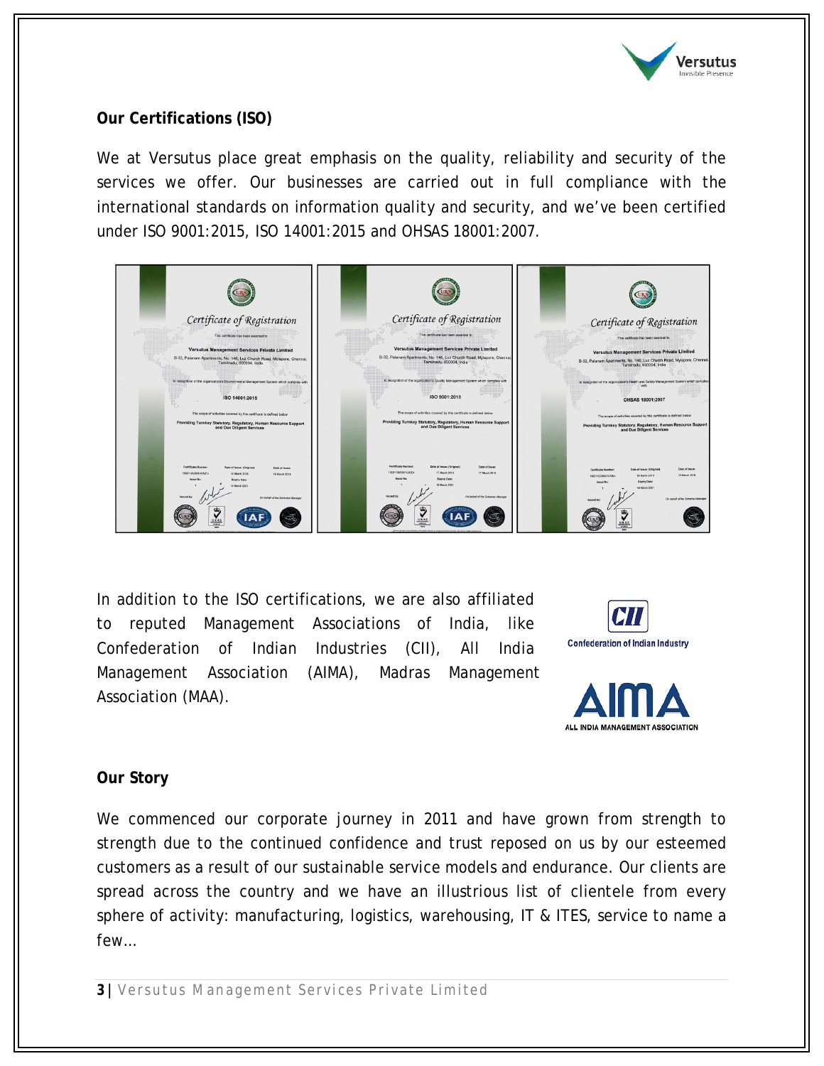**Our Certifications (ISO)**

We at Versutus place great emphasis on the quality, reliability and security of the services we offer. Our businesses are carried out in full compliance with the international standards on information quality and security, and we've been certified under ISO 9001:2015, ISO 14001:2015 and OHSAS 18001:2007.

In addition to the ISO certifications, we are also affiliated to reputed Management Associations of India, like Confederation of Indian Industries (CII), All India Management Association (AIMA), Madras Management Association (MAA).

**Our Story**

We commenced our corporate journey in 2011 and have grown from strength to strength due to the continued confidence and trust reposed on us by our esteemed customers as a result of our sustainable service models and endurance. Our clients are spread across the country and we have an illustrious list of clientele from every sphere of activity: manufacturing, logistics, warehousing, IT & ITES, service to name a few…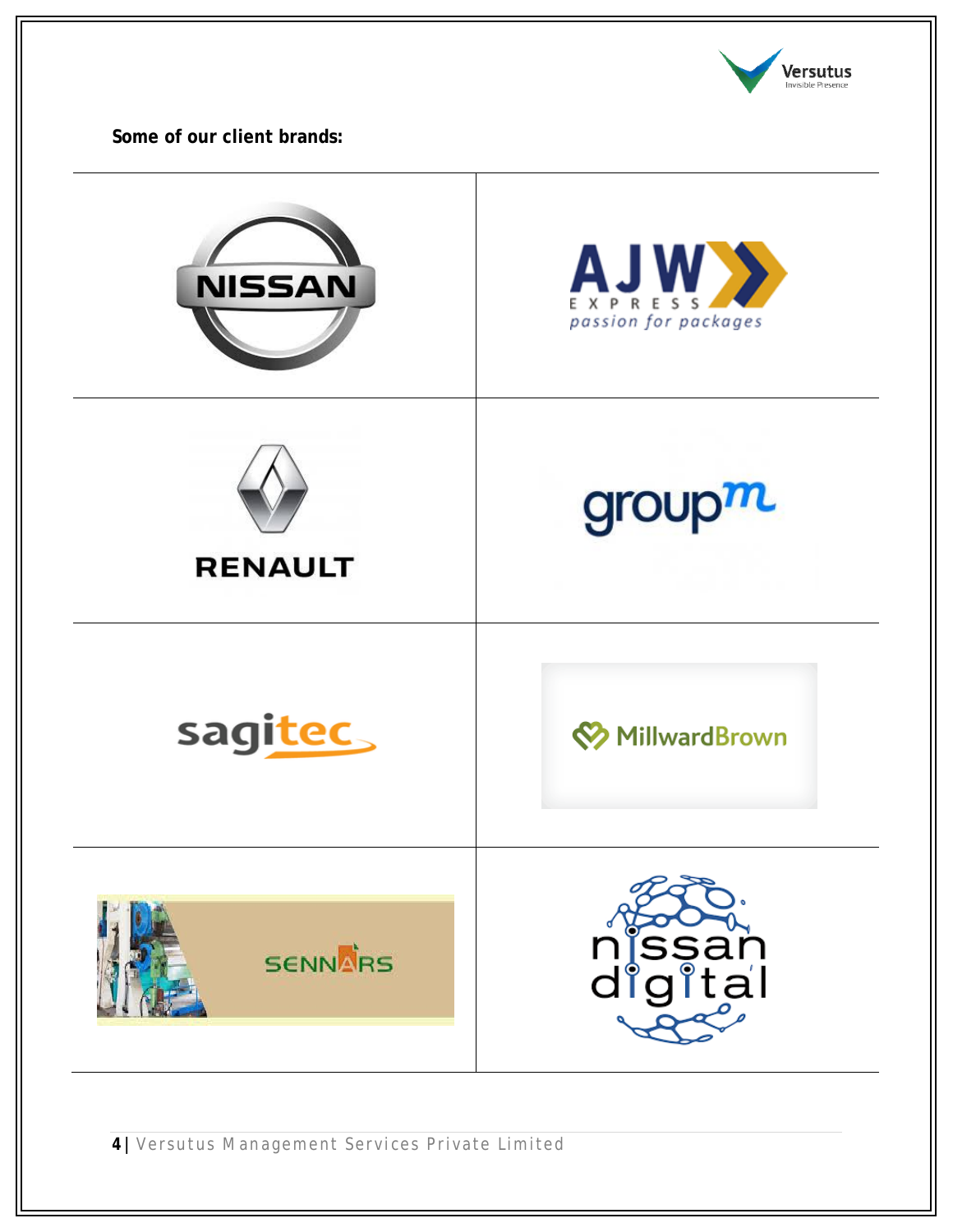**Some of our client brands:**

| | |
|---|---|
| NISSAN | AJW EXPRESS passion for packages |
| RENAULT | groupm |
| sagitec | MillwardBrown |
| SENNARS | nissan digital |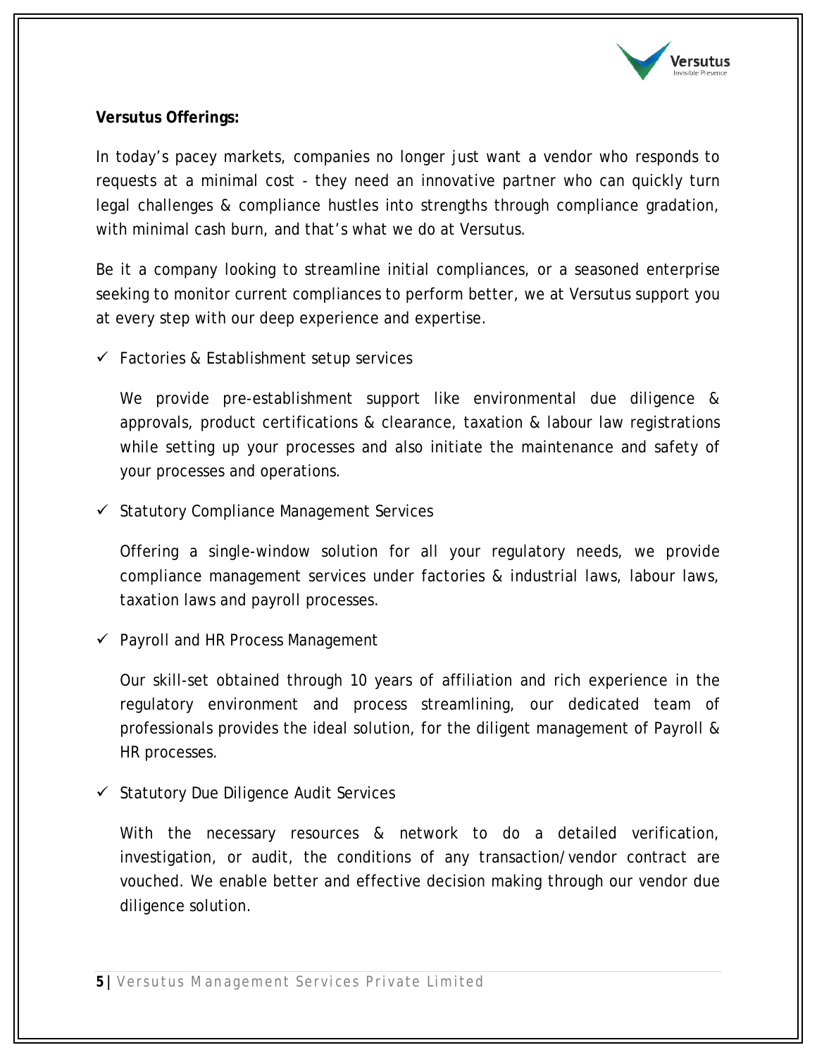**Versutus Offerings:**

In today's pacey markets, companies no longer just want a vendor who responds to requests at a minimal cost - they need an innovative partner who can quickly turn legal challenges & compliance hustles into strengths through compliance gradation, with minimal cash burn, and that's what we do at Versutus.

Be it a company looking to streamline initial compliances, or a seasoned enterprise seeking to monitor current compliances to perform better, we at Versutus support you at every step with our deep experience and expertise.

- ✓ Factories & Establishment setup services

  We provide pre-establishment support like environmental due diligence & approvals, product certifications & clearance, taxation & labour law registrations while setting up your processes and also initiate the maintenance and safety of your processes and operations.

- ✓ Statutory Compliance Management Services

  Offering a single-window solution for all your regulatory needs, we provide compliance management services under factories & industrial laws, labour laws, taxation laws and payroll processes.

- ✓ Payroll and HR Process Management

  Our skill-set obtained through 10 years of affiliation and rich experience in the regulatory environment and process streamlining, our dedicated team of professionals provides the ideal solution, for the diligent management of Payroll & HR processes.

- ✓ Statutory Due Diligence Audit Services

  With the necessary resources & network to do a detailed verification, investigation, or audit, the conditions of any transaction/vendor contract are vouched. We enable better and effective decision making through our vendor due diligence solution.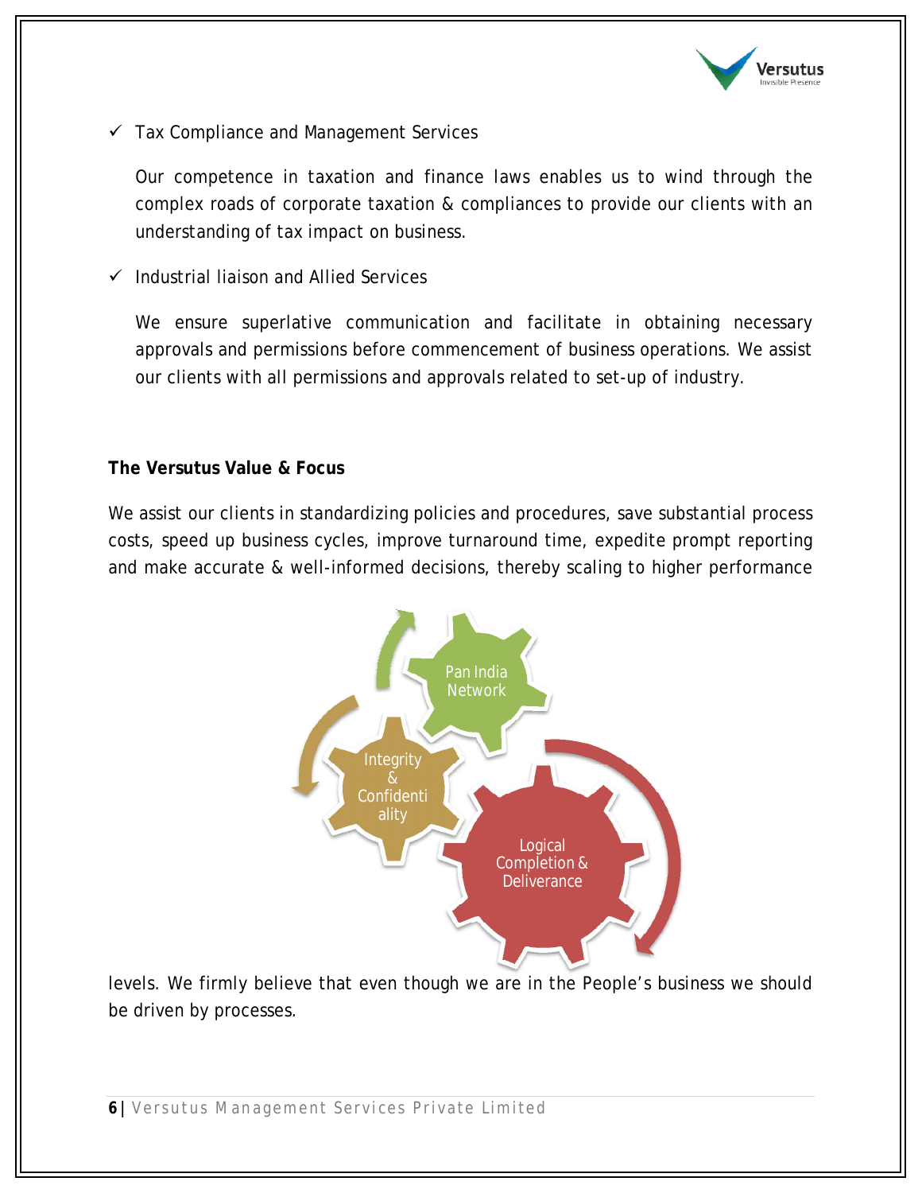- Tax Compliance and Management Services

  Our competence in taxation and finance laws enables us to wind through the complex roads of corporate taxation & compliances to provide our clients with an understanding of tax impact on business.

- Industrial liaison and Allied Services

  We ensure superlative communication and facilitate in obtaining necessary approvals and permissions before commencement of business operations. We assist our clients with all permissions and approvals related to set-up of industry.

**The Versutus Value & Focus**

We assist our clients in standardizing policies and procedures, save substantial process costs, speed up business cycles, improve turnaround time, expedite prompt reporting and make accurate & well-informed decisions, thereby scaling to higher performance levels. We firmly believe that even though we are in the People's business we should be driven by processes.

Pan India Network

Integrity & Confidentiality

Logical Completion & Deliverance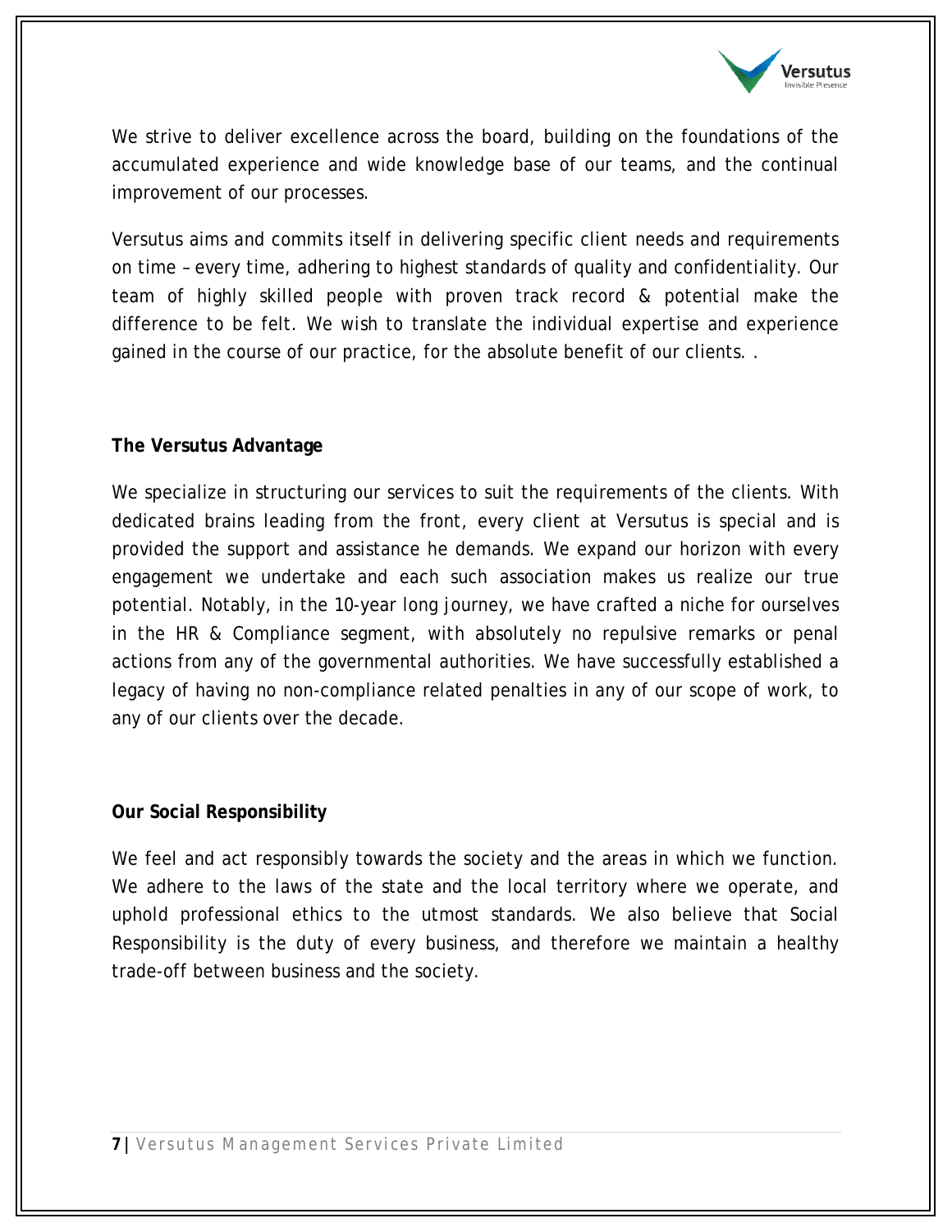We strive to deliver excellence across the board, building on the foundations of the accumulated experience and wide knowledge base of our teams, and the continual improvement of our processes.

Versutus aims and commits itself in delivering specific client needs and requirements on time – every time, adhering to highest standards of quality and confidentiality. Our team of highly skilled people with proven track record & potential make the difference to be felt. We wish to translate the individual expertise and experience gained in the course of our practice, for the absolute benefit of our clients. .

**The Versutus Advantage**

We specialize in structuring our services to suit the requirements of the clients. With dedicated brains leading from the front, every client at Versutus is special and is provided the support and assistance he demands. We expand our horizon with every engagement we undertake and each such association makes us realize our true potential. Notably, in the 10-year long journey, we have crafted a niche for ourselves in the HR & Compliance segment, with absolutely no repulsive remarks or penal actions from any of the governmental authorities. We have successfully established a legacy of having no non-compliance related penalties in any of our scope of work, to any of our clients over the decade.

**Our Social Responsibility**

We feel and act responsibly towards the society and the areas in which we function. We adhere to the laws of the state and the local territory where we operate, and uphold professional ethics to the utmost standards. We also believe that Social Responsibility is the duty of every business, and therefore we maintain a healthy trade-off between business and the society.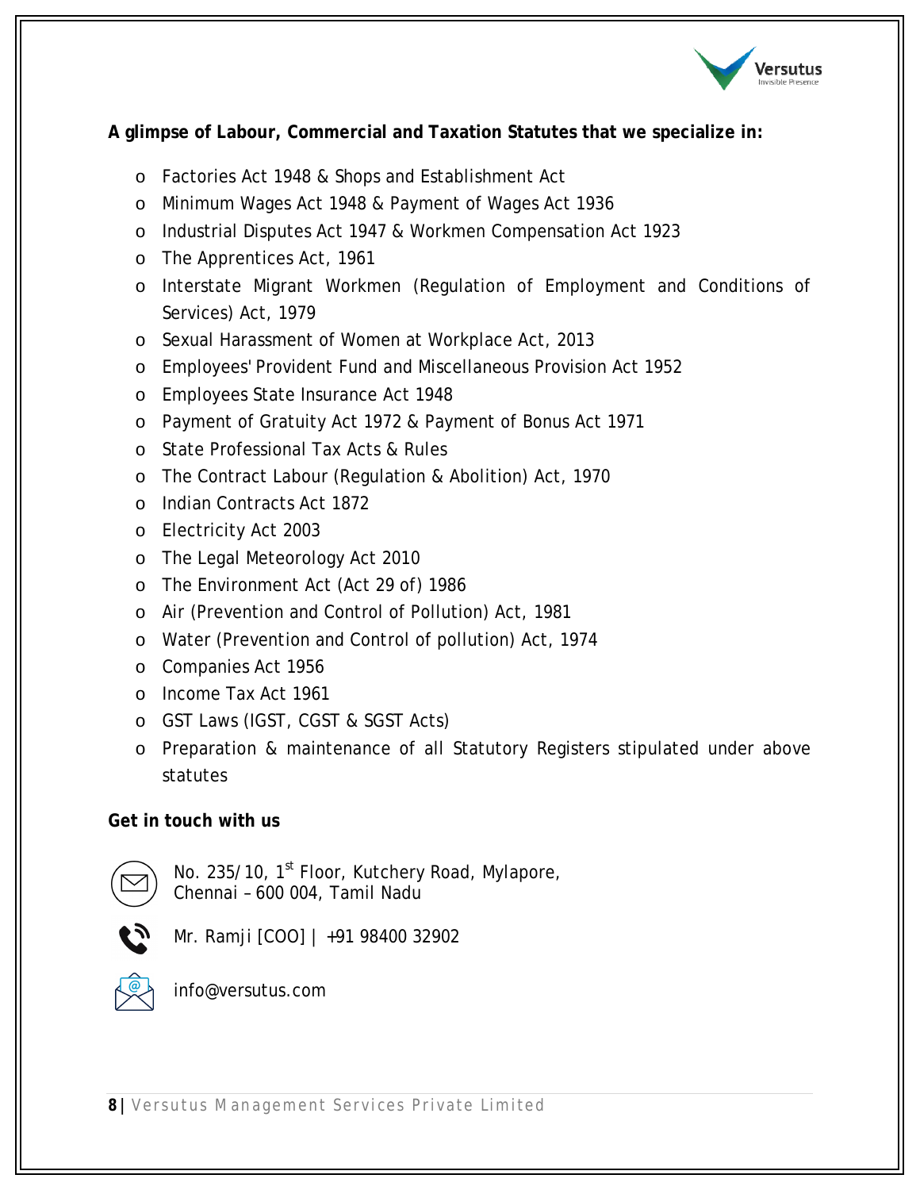**A glimpse of Labour, Commercial and Taxation Statutes that we specialize in:**

- Factories Act 1948 & Shops and Establishment Act
- Minimum Wages Act 1948 & Payment of Wages Act 1936
- Industrial Disputes Act 1947 & Workmen Compensation Act 1923
- The Apprentices Act, 1961
- Interstate Migrant Workmen (Regulation of Employment and Conditions of Services) Act, 1979
- Sexual Harassment of Women at Workplace Act, 2013
- Employees' Provident Fund and Miscellaneous Provision Act 1952
- Employees State Insurance Act 1948
- Payment of Gratuity Act 1972 & Payment of Bonus Act 1971
- State Professional Tax Acts & Rules
- The Contract Labour (Regulation & Abolition) Act, 1970
- Indian Contracts Act 1872
- Electricity Act 2003
- The Legal Meteorology Act 2010
- The Environment Act (Act 29 of) 1986
- Air (Prevention and Control of Pollution) Act, 1981
- Water (Prevention and Control of pollution) Act, 1974
- Companies Act 1956
- Income Tax Act 1961
- GST Laws (IGST, CGST & SGST Acts)
- Preparation & maintenance of all Statutory Registers stipulated under above statutes

**Get in touch with us**

No. 235/10, 1st Floor, Kutchery Road, Mylapore,
Chennai – 600 004, Tamil Nadu

Mr. Ramji [COO] | +91 98400 32902

info@versutus.com